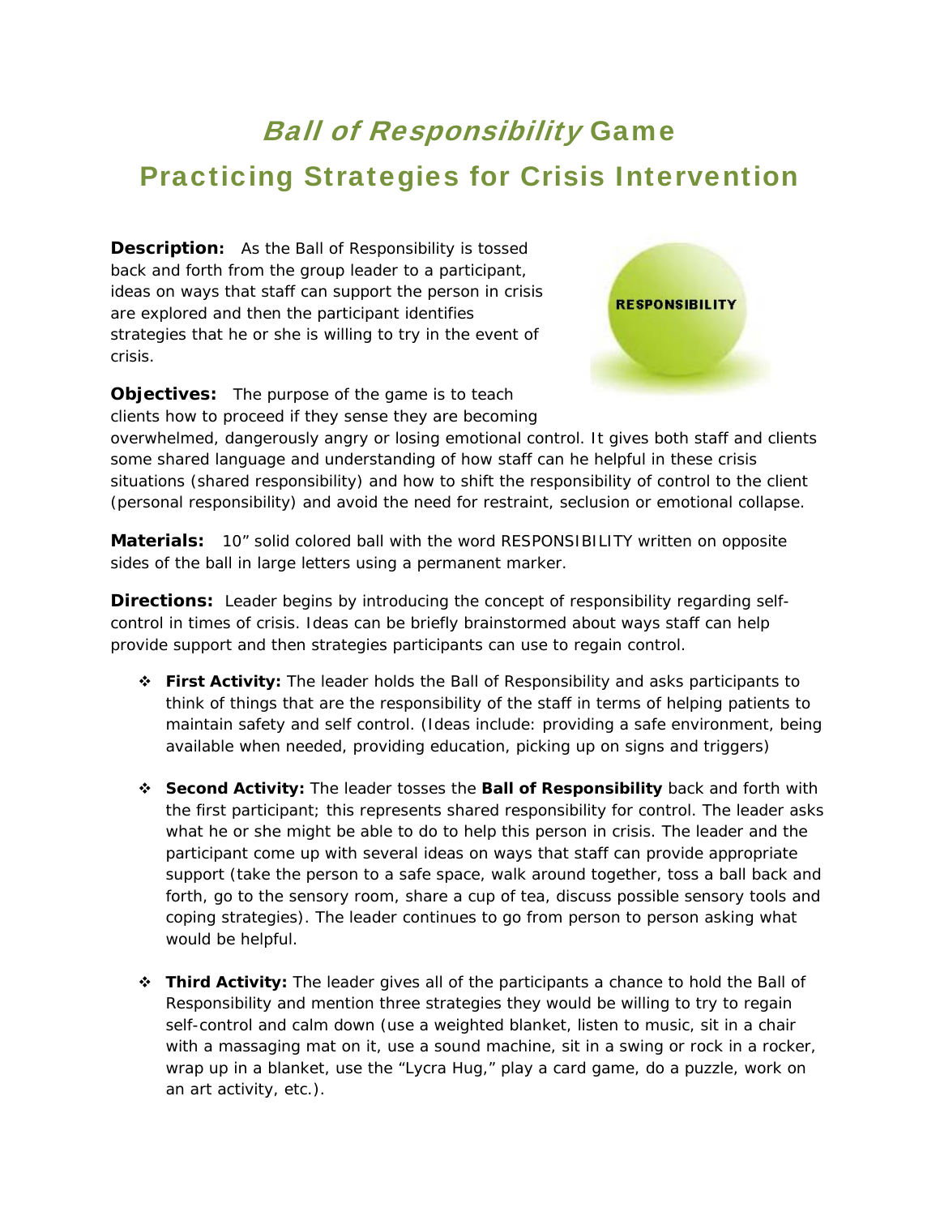# *Ball of Responsibility* Game

## Practicing Strategies for Crisis Intervention

**Description:** As the Ball of Responsibility is tossed back and forth from the group leader to a participant, ideas on ways that staff can support the person in crisis are explored and then the participant identifies strategies that he or she is willing to try in the event of crisis.

**Objectives:** The purpose of the game is to teach clients how to proceed if they sense they are becoming overwhelmed, dangerously angry or losing emotional control. It gives both staff and clients some shared language and understanding of how staff can he helpful in these crisis situations (shared responsibility) and how to shift the responsibility of control to the client (personal responsibility) and avoid the need for restraint, seclusion or emotional collapse.

**Materials:** 10" solid colored ball with the word RESPONSIBILITY written on opposite sides of the ball in large letters using a permanent marker.

**Directions:** Leader begins by introducing the concept of responsibility regarding self-control in times of crisis. Ideas can be briefly brainstormed about ways staff can help provide support and then strategies participants can use to regain control.

- **First Activity:** The leader holds the Ball of Responsibility and asks participants to think of things that are the responsibility of the staff in terms of helping patients to maintain safety and self control. (Ideas include: providing a safe environment, being available when needed, providing education, picking up on signs and triggers)

- **Second Activity:** The leader tosses the **Ball of Responsibility** back and forth with the first participant; this represents shared responsibility for control. The leader asks what he or she might be able to do to help this person in crisis. The leader and the participant come up with several ideas on ways that staff can provide appropriate support (take the person to a safe space, walk around together, toss a ball back and forth, go to the sensory room, share a cup of tea, discuss possible sensory tools and coping strategies). The leader continues to go from person to person asking what would be helpful.

- **Third Activity:** The leader gives all of the participants a chance to hold the Ball of Responsibility and mention three strategies they would be willing to try to regain self-control and calm down (use a weighted blanket, listen to music, sit in a chair with a massaging mat on it, use a sound machine, sit in a swing or rock in a rocker, wrap up in a blanket, use the "Lycra Hug," play a card game, do a puzzle, work on an art activity, etc.).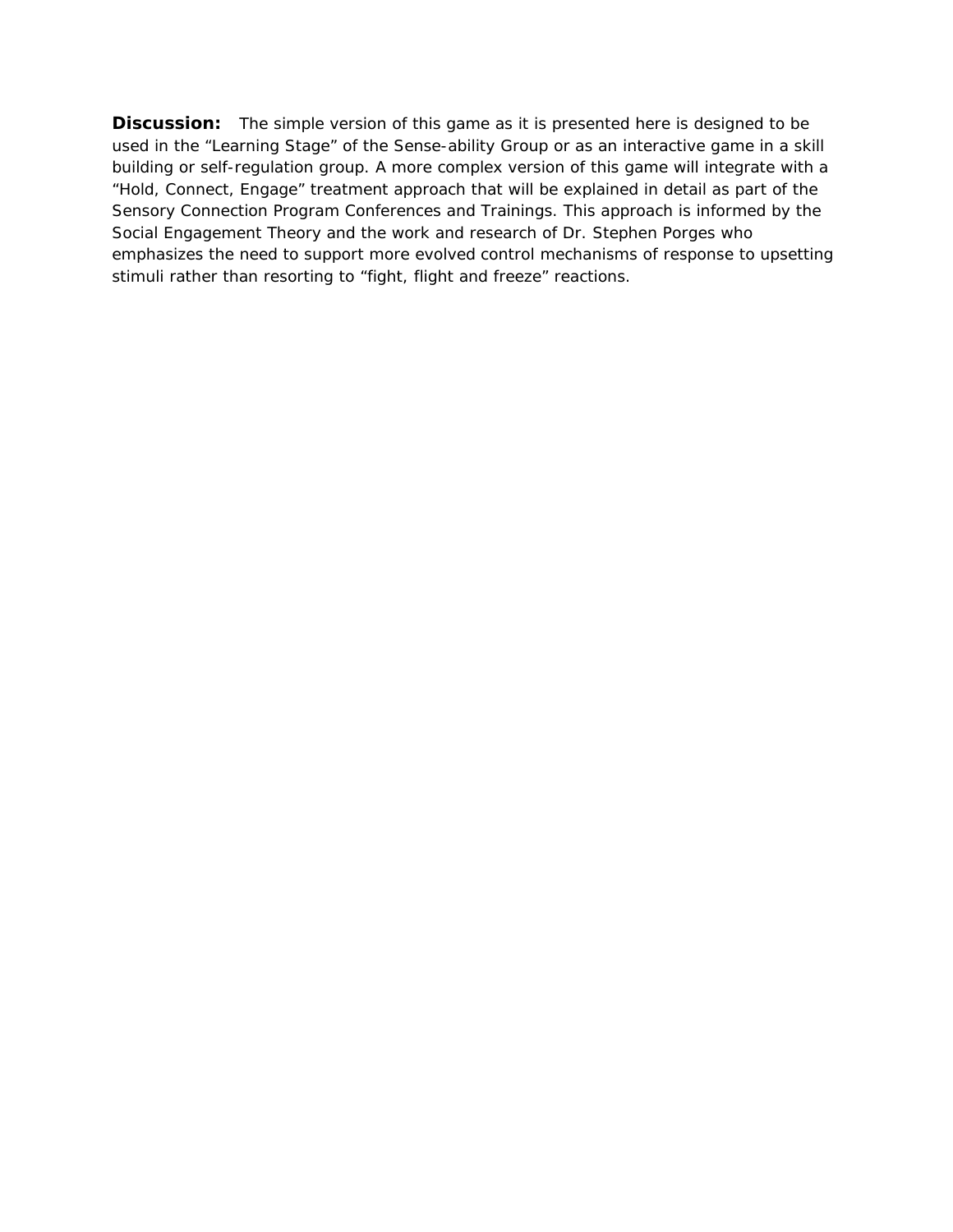**Discussion:** The simple version of this game as it is presented here is designed to be used in the "Learning Stage" of the Sense-ability Group or as an interactive game in a skill building or self-regulation group. A more complex version of this game will integrate with a "Hold, Connect, Engage" treatment approach that will be explained in detail as part of the Sensory Connection Program Conferences and Trainings. This approach is informed by the Social Engagement Theory and the work and research of Dr. Stephen Porges who emphasizes the need to support more evolved control mechanisms of response to upsetting stimuli rather than resorting to "fight, flight and freeze" reactions.